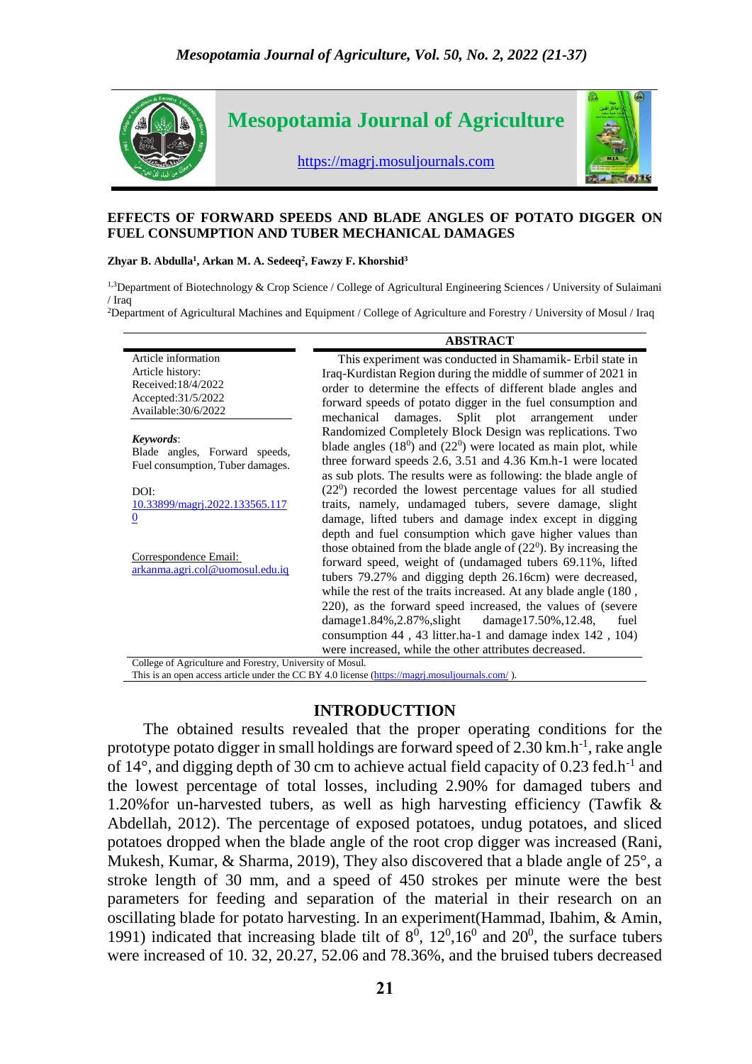Mesopotamia Journal of Agriculture

https://magrj.mosuljournals.com

# EFFECTS OF FORWARD SPEEDS AND BLADE ANGLES OF POTATO DIGGER ON FUEL CONSUMPTION AND TUBER MECHANICAL DAMAGES

**Zhyar B. Abdulla[1], Arkan M. A. Sedeeq[2], Fawzy F. Khorshid[3]**

[1,3]Department of Biotechnology & Crop Science / College of Agricultural Engineering Sciences / University of Sulaimani / Iraq

[2]Department of Agricultural Machines and Equipment / College of Agriculture and Forestry / University of Mosul / Iraq

Article information
Article history:
Received:18/4/2022
Accepted:31/5/2022
Available:30/6/2022

*Keywords*:
Blade angles, Forward speeds, Fuel consumption, Tuber damages.

DOI: 10.33899/magrj.2022.133565.1170

Correspondence Email: arkanma.agri.col@uomosul.edu.iq

## ABSTRACT

This experiment was conducted in Shamamik- Erbil state in Iraq-Kurdistan Region during the middle of summer of 2021 in order to determine the effects of different blade angles and forward speeds of potato digger in the fuel consumption and mechanical damages. Split plot arrangement under Randomized Completely Block Design was replications. Two blade angles ($18^0$) and ($22^0$) were located as main plot, while three forward speeds 2.6, 3.51 and 4.36 Km.h-1 were located as sub plots. The results were as following: the blade angle of ($22^0$) recorded the lowest percentage values for all studied traits, namely, undamaged tubers, severe damage, slight damage, lifted tubers and damage index except in digging depth and fuel consumption which gave higher values than those obtained from the blade angle of ($22^0$). By increasing the forward speed, weight of (undamaged tubers 69.11%, lifted tubers 79.27% and digging depth 26.16cm) were decreased, while the rest of the traits increased. At any blade angle (180 , 220), as the forward speed increased, the values of (severe damage1.84%,2.87%,slight damage17.50%,12.48, fuel consumption 44 , 43 litter.ha-1 and damage index 142 , 104) were increased, while the other attributes decreased.

College of Agriculture and Forestry, University of Mosul.
This is an open access article under the CC BY 4.0 license (https://magrj.mosuljournals.com/ ).

## INTRODUCTTION

The obtained results revealed that the proper operating conditions for the prototype potato digger in small holdings are forward speed of 2.30 km.h$^{-1}$, rake angle of 14°, and digging depth of 30 cm to achieve actual field capacity of 0.23 fed.h$^{-1}$ and the lowest percentage of total losses, including 2.90% for damaged tubers and 1.20%for un-harvested tubers, as well as high harvesting efficiency (Tawfik & Abdellah, 2012). The percentage of exposed potatoes, undug potatoes, and sliced potatoes dropped when the blade angle of the root crop digger was increased (Rani, Mukesh, Kumar, & Sharma, 2019), They also discovered that a blade angle of 25°, a stroke length of 30 mm, and a speed of 450 strokes per minute were the best parameters for feeding and separation of the material in their research on an oscillating blade for potato harvesting. In an experiment(Hammad, Ibahim, & Amin, 1991) indicated that increasing blade tilt of $8^0$, $12^0$,$16^0$ and $20^0$, the surface tubers were increased of 10. 32, 20.27, 52.06 and 78.36%, and the bruised tubers decreased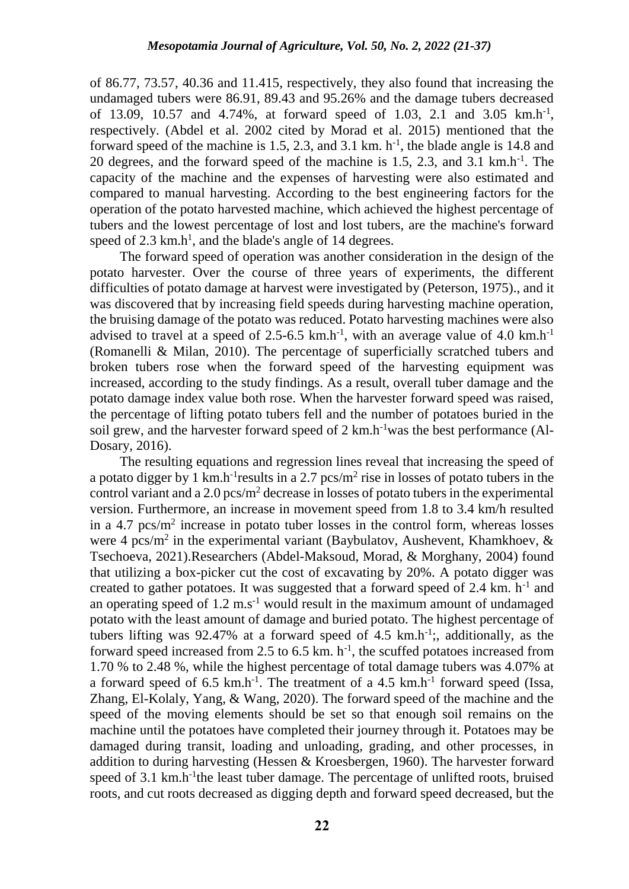of 86.77, 73.57, 40.36 and 11.415, respectively, they also found that increasing the undamaged tubers were 86.91, 89.43 and 95.26% and the damage tubers decreased of 13.09, 10.57 and 4.74%, at forward speed of 1.03, 2.1 and 3.05 km.h$^{-1}$, respectively. (Abdel et al. 2002 cited by Morad et al. 2015) mentioned that the forward speed of the machine is 1.5, 2.3, and 3.1 km. h$^{-1}$, the blade angle is 14.8 and 20 degrees, and the forward speed of the machine is 1.5, 2.3, and 3.1 km.h$^{-1}$. The capacity of the machine and the expenses of harvesting were also estimated and compared to manual harvesting. According to the best engineering factors for the operation of the potato harvested machine, which achieved the highest percentage of tubers and the lowest percentage of lost and lost tubers, are the machine's forward speed of 2.3 km.h$^{1}$, and the blade's angle of 14 degrees.

The forward speed of operation was another consideration in the design of the potato harvester. Over the course of three years of experiments, the different difficulties of potato damage at harvest were investigated by (Peterson, 1975)., and it was discovered that by increasing field speeds during harvesting machine operation, the bruising damage of the potato was reduced. Potato harvesting machines were also advised to travel at a speed of 2.5-6.5 km.h$^{-1}$, with an average value of 4.0 km.h$^{-1}$ (Romanelli & Milan, 2010). The percentage of superficially scratched tubers and broken tubers rose when the forward speed of the harvesting equipment was increased, according to the study findings. As a result, overall tuber damage and the potato damage index value both rose. When the harvester forward speed was raised, the percentage of lifting potato tubers fell and the number of potatoes buried in the soil grew, and the harvester forward speed of 2 km.h$^{-1}$was the best performance (Al-Dosary, 2016).

The resulting equations and regression lines reveal that increasing the speed of a potato digger by 1 km.h$^{-1}$results in a 2.7 pcs/m$^{2}$ rise in losses of potato tubers in the control variant and a 2.0 pcs/m$^{2}$ decrease in losses of potato tubers in the experimental version. Furthermore, an increase in movement speed from 1.8 to 3.4 km/h resulted in a 4.7 pcs/m$^{2}$ increase in potato tuber losses in the control form, whereas losses were 4 pcs/m$^{2}$ in the experimental variant (Baybulatov, Aushevent, Khamkhoev, & Tsechoeva, 2021).Researchers (Abdel-Maksoud, Morad, & Morghany, 2004) found that utilizing a box-picker cut the cost of excavating by 20%. A potato digger was created to gather potatoes. It was suggested that a forward speed of 2.4 km. h$^{-1}$ and an operating speed of 1.2 m.s$^{-1}$ would result in the maximum amount of undamaged potato with the least amount of damage and buried potato. The highest percentage of tubers lifting was 92.47% at a forward speed of 4.5 km.h$^{-1}$;, additionally, as the forward speed increased from 2.5 to 6.5 km. h$^{-1}$, the scuffed potatoes increased from 1.70 % to 2.48 %, while the highest percentage of total damage tubers was 4.07% at a forward speed of 6.5 km.h$^{-1}$. The treatment of a 4.5 km.h$^{-1}$ forward speed (Issa, Zhang, El-Kolaly, Yang, & Wang, 2020). The forward speed of the machine and the speed of the moving elements should be set so that enough soil remains on the machine until the potatoes have completed their journey through it. Potatoes may be damaged during transit, loading and unloading, grading, and other processes, in addition to during harvesting (Hessen & Kroesbergen, 1960). The harvester forward speed of 3.1 km.h$^{-1}$the least tuber damage. The percentage of unlifted roots, bruised roots, and cut roots decreased as digging depth and forward speed decreased, but the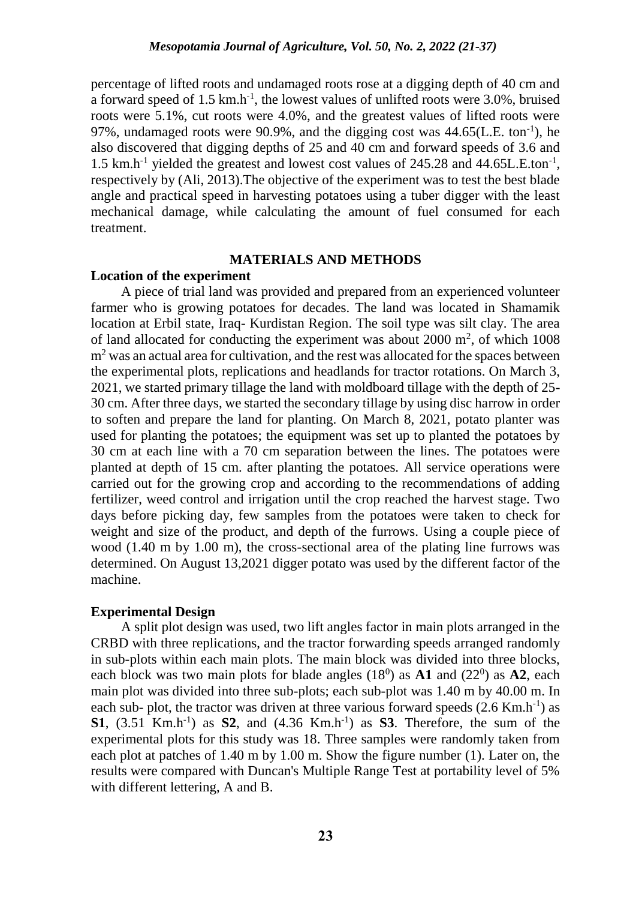percentage of lifted roots and undamaged roots rose at a digging depth of 40 cm and a forward speed of 1.5 $km.h^{-1}$, the lowest values of unlifted roots were 3.0%, bruised roots were 5.1%, cut roots were 4.0%, and the greatest values of lifted roots were 97%, undamaged roots were 90.9%, and the digging cost was 44.65(L.E. $ton^{-1}$), he also discovered that digging depths of 25 and 40 cm and forward speeds of 3.6 and 1.5 $km.h^{-1}$ yielded the greatest and lowest cost values of 245.28 and 44.65L.E.$ton^{-1}$, respectively by (Ali, 2013).The objective of the experiment was to test the best blade angle and practical speed in harvesting potatoes using a tuber digger with the least mechanical damage, while calculating the amount of fuel consumed for each treatment.

## MATERIALS AND METHODS

### Location of the experiment

A piece of trial land was provided and prepared from an experienced volunteer farmer who is growing potatoes for decades. The land was located in Shamamik location at Erbil state, Iraq- Kurdistan Region. The soil type was silt clay. The area of land allocated for conducting the experiment was about 2000 $m^2$, of which 1008 $m^2$ was an actual area for cultivation, and the rest was allocated for the spaces between the experimental plots, replications and headlands for tractor rotations. On March 3, 2021, we started primary tillage the land with moldboard tillage with the depth of 25-30 cm. After three days, we started the secondary tillage by using disc harrow in order to soften and prepare the land for planting. On March 8, 2021, potato planter was used for planting the potatoes; the equipment was set up to planted the potatoes by 30 cm at each line with a 70 cm separation between the lines. The potatoes were planted at depth of 15 cm. after planting the potatoes. All service operations were carried out for the growing crop and according to the recommendations of adding fertilizer, weed control and irrigation until the crop reached the harvest stage. Two days before picking day, few samples from the potatoes were taken to check for weight and size of the product, and depth of the furrows. Using a couple piece of wood (1.40 m by 1.00 m), the cross-sectional area of the plating line furrows was determined. On August 13,2021 digger potato was used by the different factor of the machine.

### Experimental Design

A split plot design was used, two lift angles factor in main plots arranged in the CRBD with three replications, and the tractor forwarding speeds arranged randomly in sub-plots within each main plots. The main block was divided into three blocks, each block was two main plots for blade angles ($18^0$) as **A1** and ($22^0$) as **A2**, each main plot was divided into three sub-plots; each sub-plot was 1.40 m by 40.00 m. In each sub- plot, the tractor was driven at three various forward speeds (2.6 $Km.h^{-1}$) as **S1**, (3.51 $Km.h^{-1}$) as **S2**, and (4.36 $Km.h^{-1}$) as **S3**. Therefore, the sum of the experimental plots for this study was 18. Three samples were randomly taken from each plot at patches of 1.40 m by 1.00 m. Show the figure number (1). Later on, the results were compared with Duncan's Multiple Range Test at portability level of 5% with different lettering, A and B.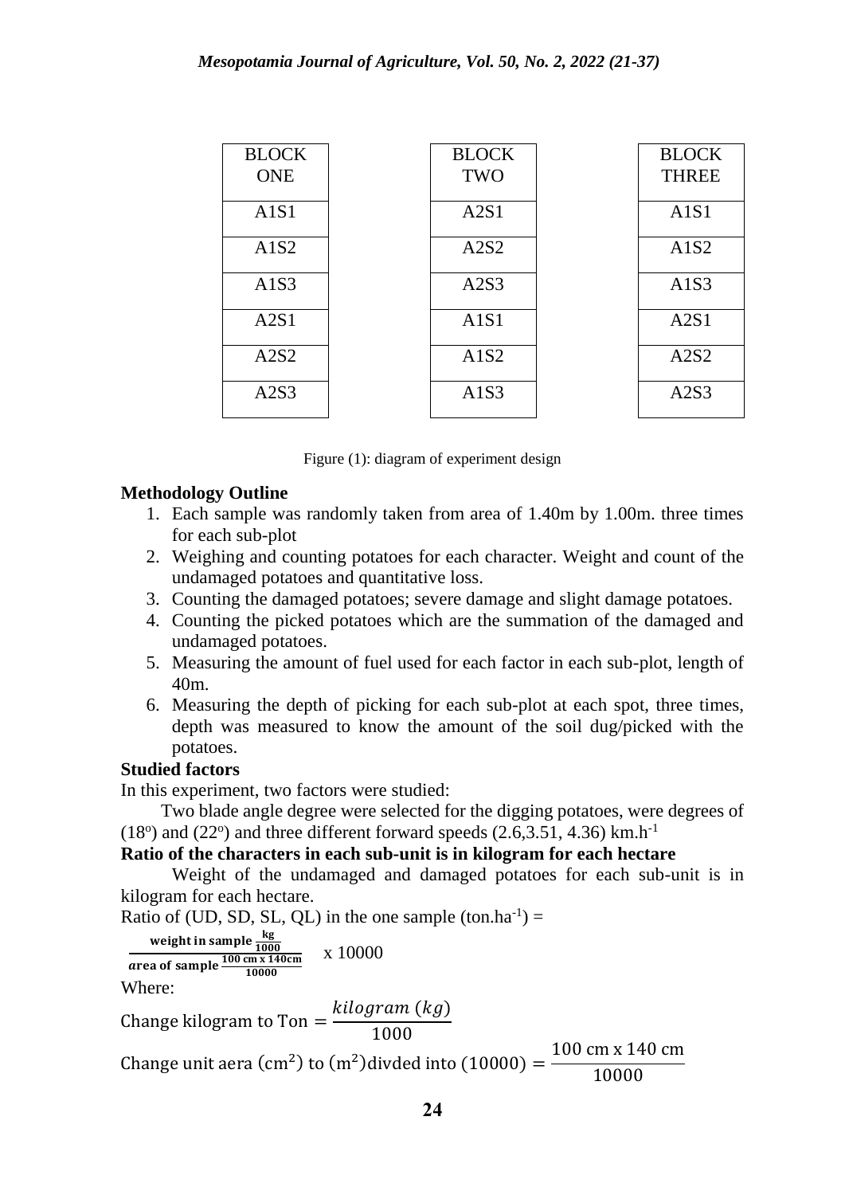| BLOCK ONE | BLOCK TWO | BLOCK THREE |
| --- | --- | --- |
| A1S1 | A2S1 | A1S1 |
| A1S2 | A2S2 | A1S2 |
| A1S3 | A2S3 | A1S3 |
| A2S1 | A1S1 | A2S1 |
| A2S2 | A1S2 | A2S2 |
| A2S3 | A1S3 | A2S3 |

Figure (1): diagram of experiment design

**Methodology Outline**

1. Each sample was randomly taken from area of 1.40m by 1.00m. three times for each sub-plot
2. Weighing and counting potatoes for each character. Weight and count of the undamaged potatoes and quantitative loss.
3. Counting the damaged potatoes; severe damage and slight damage potatoes.
4. Counting the picked potatoes which are the summation of the damaged and undamaged potatoes.
5. Measuring the amount of fuel used for each factor in each sub-plot, length of 40m.
6. Measuring the depth of picking for each sub-plot at each spot, three times, depth was measured to know the amount of the soil dug/picked with the potatoes.

**Studied factors**

In this experiment, two factors were studied:

Two blade angle degree were selected for the digging potatoes, were degrees of ($18^o$) and ($22^o$) and three different forward speeds (2.6,3.51, 4.36) $km.h^{-1}$

**Ratio of the characters in each sub-unit is in kilogram for each hectare**

Weight of the undamaged and damaged potatoes for each sub-unit is in kilogram for each hectare.

Ratio of (UD, SD, SL, QL) in the one sample ($ton.ha^{-1}$) =

$$\frac{\textbf{weight in sample } \frac{\textbf{kg}}{\textbf{1000}}}{\textbf{area of sample } \frac{\textbf{100 cm x 140cm}}{\textbf{10000}}} \quad \text{x } 10000$$

Where:

$$\text{Change kilogram to Ton} = \frac{kilogram\ (kg)}{1000}$$

$$\text{Change unit aera } (\text{cm}^2) \text{ to } (\text{m}^2) \text{divded into } (10000) = \frac{100 \text{ cm x } 140 \text{ cm}}{10000}$$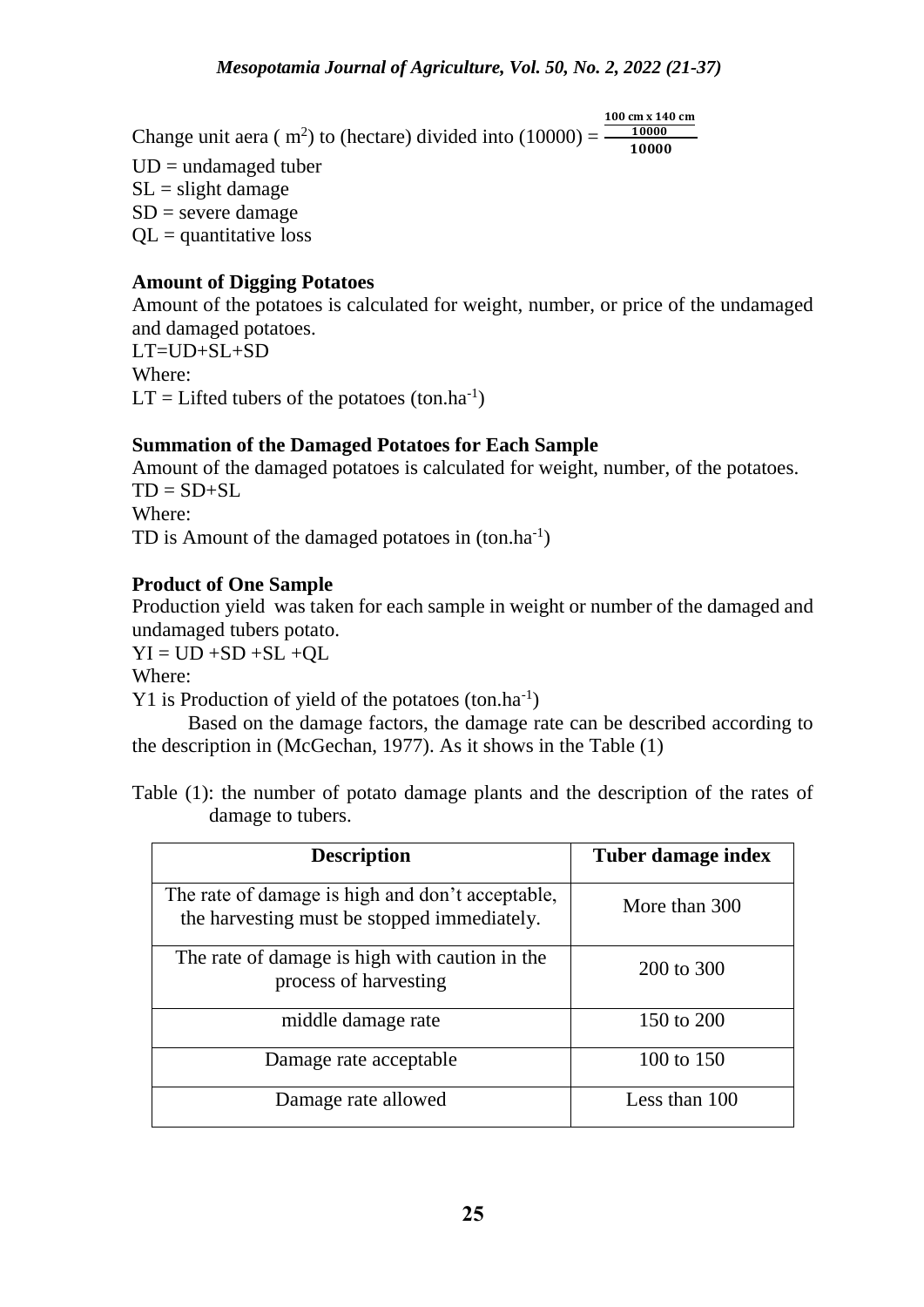Change unit aera ( $m^2$) to (hectare) divided into (10000) = $\frac{\frac{100 \text{ cm} \times 140 \text{ cm}}{10000}}{10000}$

UD = undamaged tuber

SL = slight damage

SD = severe damage

QL = quantitative loss

**Amount of Digging Potatoes**

Amount of the potatoes is calculated for weight, number, or price of the undamaged and damaged potatoes.

$LT=UD+SL+SD$

Where:

LT = Lifted tubers of the potatoes ($ton.ha^{-1}$)

**Summation of the Damaged Potatoes for Each Sample**

Amount of the damaged potatoes is calculated for weight, number, of the potatoes.

$TD = SD+SL$

Where:

TD is Amount of the damaged potatoes in ($ton.ha^{-1}$)

**Product of One Sample**

Production yield was taken for each sample in weight or number of the damaged and undamaged tubers potato.

$YI = UD +SD +SL +QL$

Where:

Y1 is Production of yield of the potatoes ($ton.ha^{-1}$)

Based on the damage factors, the damage rate can be described according to the description in (McGechan, 1977). As it shows in the Table (1)

Table (1): the number of potato damage plants and the description of the rates of damage to tubers.

| Description | Tuber damage index |
| --- | --- |
| The rate of damage is high and don't acceptable, the harvesting must be stopped immediately. | More than 300 |
| The rate of damage is high with caution in the process of harvesting | 200 to 300 |
| middle damage rate | 150 to 200 |
| Damage rate acceptable | 100 to 150 |
| Damage rate allowed | Less than 100 |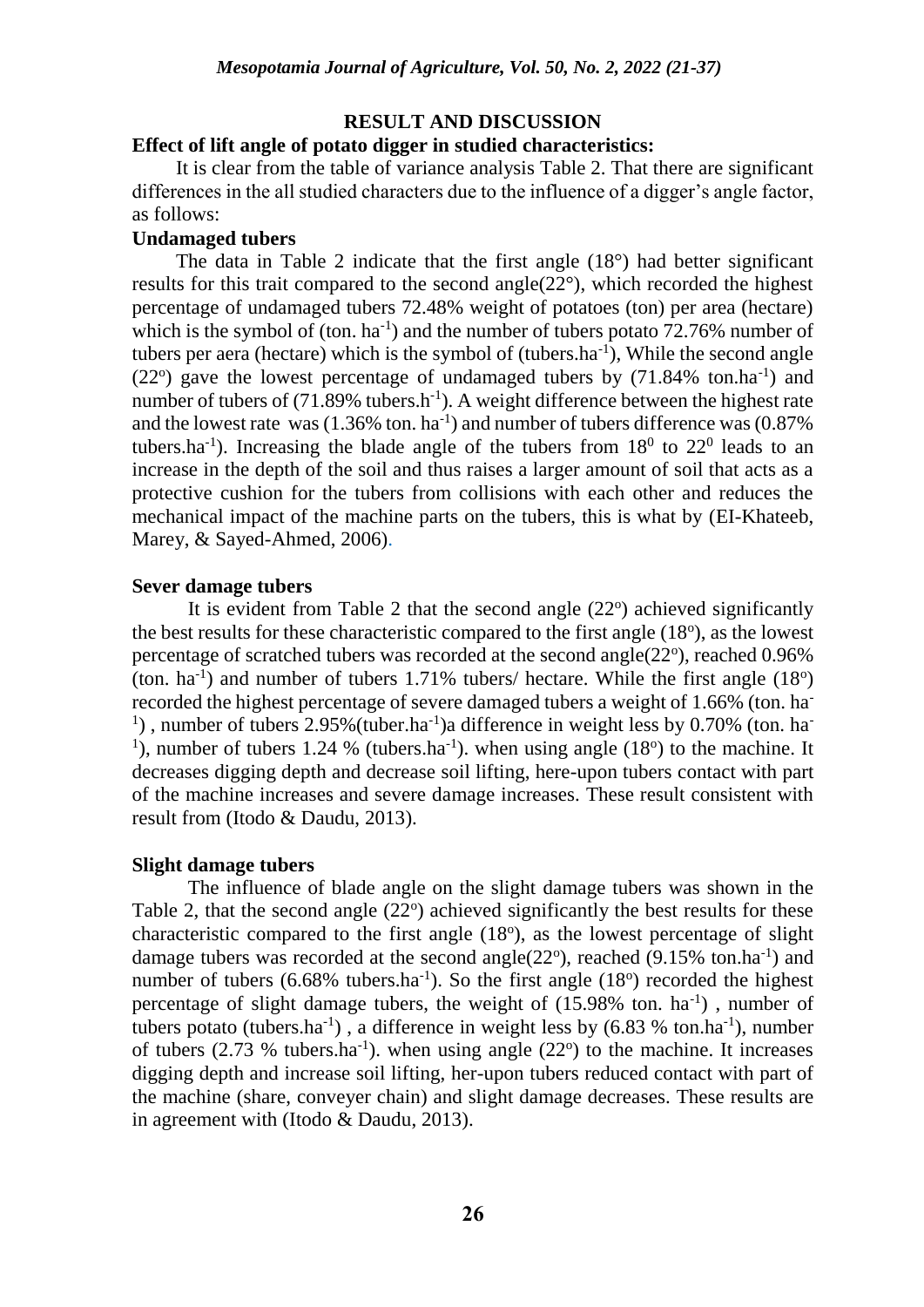## RESULT AND DISCUSSION

### Effect of lift angle of potato digger in studied characteristics:

It is clear from the table of variance analysis Table 2. That there are significant differences in the all studied characters due to the influence of a digger's angle factor, as follows:

### Undamaged tubers

The data in Table 2 indicate that the first angle (18°) had better significant results for this trait compared to the second angle(22°), which recorded the highest percentage of undamaged tubers 72.48% weight of potatoes (ton) per area (hectare) which is the symbol of (ton. $ha^{-1}$) and the number of tubers potato 72.76% number of tubers per aera (hectare) which is the symbol of (tubers.$ha^{-1}$), While the second angle (22°) gave the lowest percentage of undamaged tubers by (71.84% ton.$ha^{-1}$) and number of tubers of (71.89% tubers.$h^{-1}$). A weight difference between the highest rate and the lowest rate was (1.36% ton. $ha^{-1}$) and number of tubers difference was (0.87% tubers.$ha^{-1}$). Increasing the blade angle of the tubers from $18^0$ to $22^0$ leads to an increase in the depth of the soil and thus raises a larger amount of soil that acts as a protective cushion for the tubers from collisions with each other and reduces the mechanical impact of the machine parts on the tubers, this is what by (EI-Khateeb, Marey, & Sayed-Ahmed, 2006).

### Sever damage tubers

It is evident from Table 2 that the second angle (22°) achieved significantly the best results for these characteristic compared to the first angle (18°), as the lowest percentage of scratched tubers was recorded at the second angle(22°), reached 0.96% (ton. $ha^{-1}$) and number of tubers 1.71% tubers/ hectare. While the first angle (18°) recorded the highest percentage of severe damaged tubers a weight of 1.66% (ton. $ha^{-1}$) , number of tubers 2.95%(tuber.$ha^{-1}$)a difference in weight less by 0.70% (ton. $ha^{-1}$), number of tubers 1.24 % (tubers.$ha^{-1}$). when using angle (18°) to the machine. It decreases digging depth and decrease soil lifting, here-upon tubers contact with part of the machine increases and severe damage increases. These result consistent with result from (Itodo & Daudu, 2013).

### Slight damage tubers

The influence of blade angle on the slight damage tubers was shown in the Table 2, that the second angle (22°) achieved significantly the best results for these characteristic compared to the first angle (18°), as the lowest percentage of slight damage tubers was recorded at the second angle(22°), reached (9.15% ton.$ha^{-1}$) and number of tubers (6.68% tubers.$ha^{-1}$). So the first angle (18°) recorded the highest percentage of slight damage tubers, the weight of (15.98% ton. $ha^{-1}$) , number of tubers potato (tubers.$ha^{-1}$) , a difference in weight less by (6.83 % ton.$ha^{-1}$), number of tubers (2.73 % tubers.$ha^{-1}$). when using angle (22°) to the machine. It increases digging depth and increase soil lifting, her-upon tubers reduced contact with part of the machine (share, conveyer chain) and slight damage decreases. These results are in agreement with (Itodo & Daudu, 2013).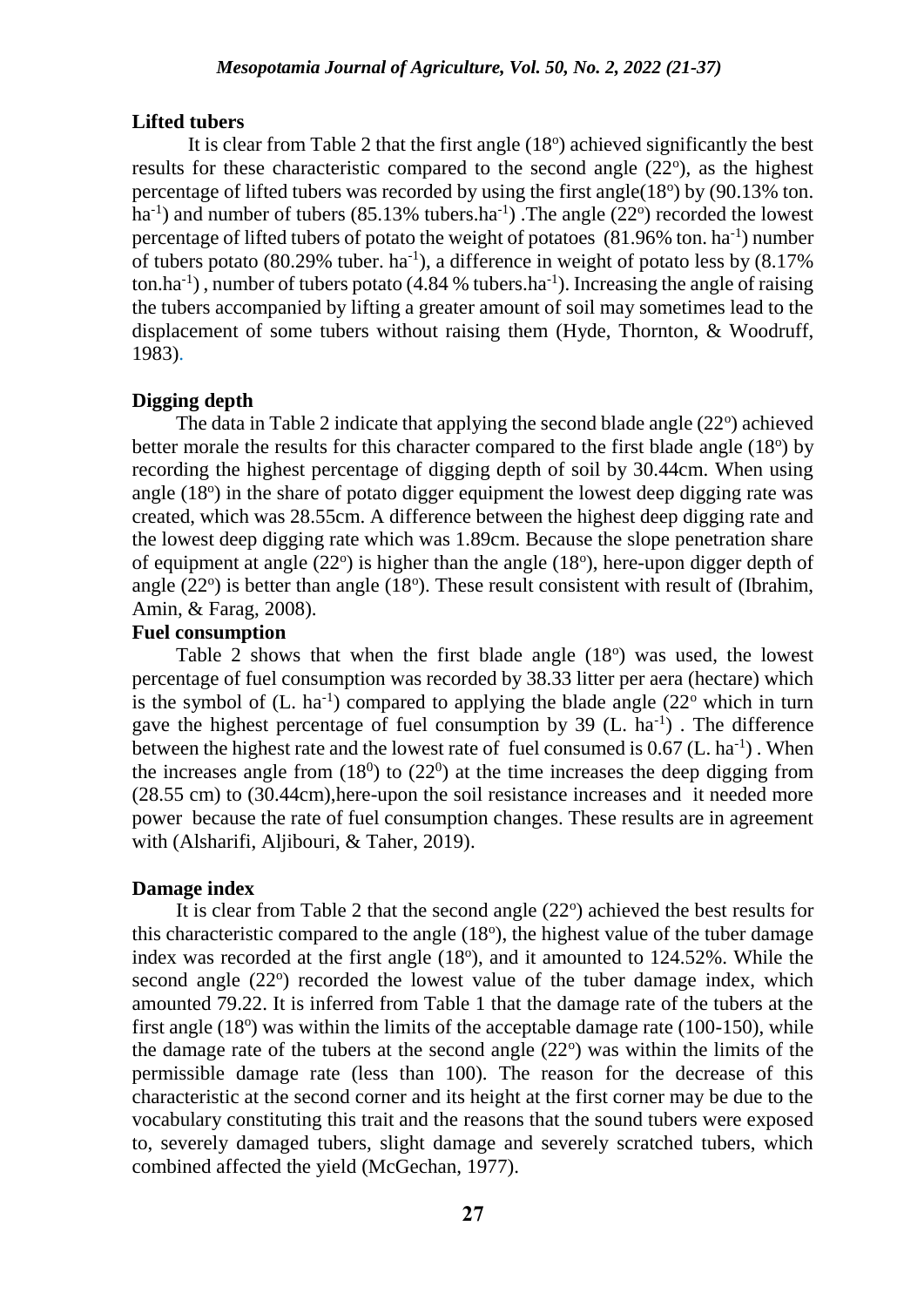**Lifted tubers**

It is clear from Table 2 that the first angle ($18^o$) achieved significantly the best results for these characteristic compared to the second angle ($22^o$), as the highest percentage of lifted tubers was recorded by using the first angle($18^o$) by (90.13% ton. $ha^{-1}$) and number of tubers (85.13% tubers.$ha^{-1}$) .The angle ($22^o$) recorded the lowest percentage of lifted tubers of potato the weight of potatoes (81.96% ton. $ha^{-1}$) number of tubers potato (80.29% tuber. $ha^{-1}$), a difference in weight of potato less by (8.17% ton.$ha^{-1}$) , number of tubers potato (4.84 % tubers.$ha^{-1}$). Increasing the angle of raising the tubers accompanied by lifting a greater amount of soil may sometimes lead to the displacement of some tubers without raising them (Hyde, Thornton, & Woodruff, 1983).

**Digging depth**

The data in Table 2 indicate that applying the second blade angle ($22^o$) achieved better morale the results for this character compared to the first blade angle ($18^o$) by recording the highest percentage of digging depth of soil by 30.44cm. When using angle ($18^o$) in the share of potato digger equipment the lowest deep digging rate was created, which was 28.55cm. A difference between the highest deep digging rate and the lowest deep digging rate which was 1.89cm. Because the slope penetration share of equipment at angle ($22^o$) is higher than the angle ($18^o$), here-upon digger depth of angle ($22^o$) is better than angle ($18^o$). These result consistent with result of (Ibrahim, Amin, & Farag, 2008).

**Fuel consumption**

Table 2 shows that when the first blade angle ($18^o$) was used, the lowest percentage of fuel consumption was recorded by 38.33 litter per aera (hectare) which is the symbol of (L. $ha^{-1}$) compared to applying the blade angle ($22^o$ which in turn gave the highest percentage of fuel consumption by 39 (L. $ha^{-1}$) . The difference between the highest rate and the lowest rate of fuel consumed is 0.67 (L. $ha^{-1}$) . When the increases angle from ($18^0$) to ($22^0$) at the time increases the deep digging from (28.55 cm) to (30.44cm),here-upon the soil resistance increases and it needed more power because the rate of fuel consumption changes. These results are in agreement with (Alsharifi, Aljibouri, & Taher, 2019).

**Damage index**

It is clear from Table 2 that the second angle ($22^o$) achieved the best results for this characteristic compared to the angle ($18^o$), the highest value of the tuber damage index was recorded at the first angle ($18^o$), and it amounted to 124.52%. While the second angle ($22^o$) recorded the lowest value of the tuber damage index, which amounted 79.22. It is inferred from Table 1 that the damage rate of the tubers at the first angle ($18^o$) was within the limits of the acceptable damage rate (100-150), while the damage rate of the tubers at the second angle ($22^o$) was within the limits of the permissible damage rate (less than 100). The reason for the decrease of this characteristic at the second corner and its height at the first corner may be due to the vocabulary constituting this trait and the reasons that the sound tubers were exposed to, severely damaged tubers, slight damage and severely scratched tubers, which combined affected the yield (McGechan, 1977).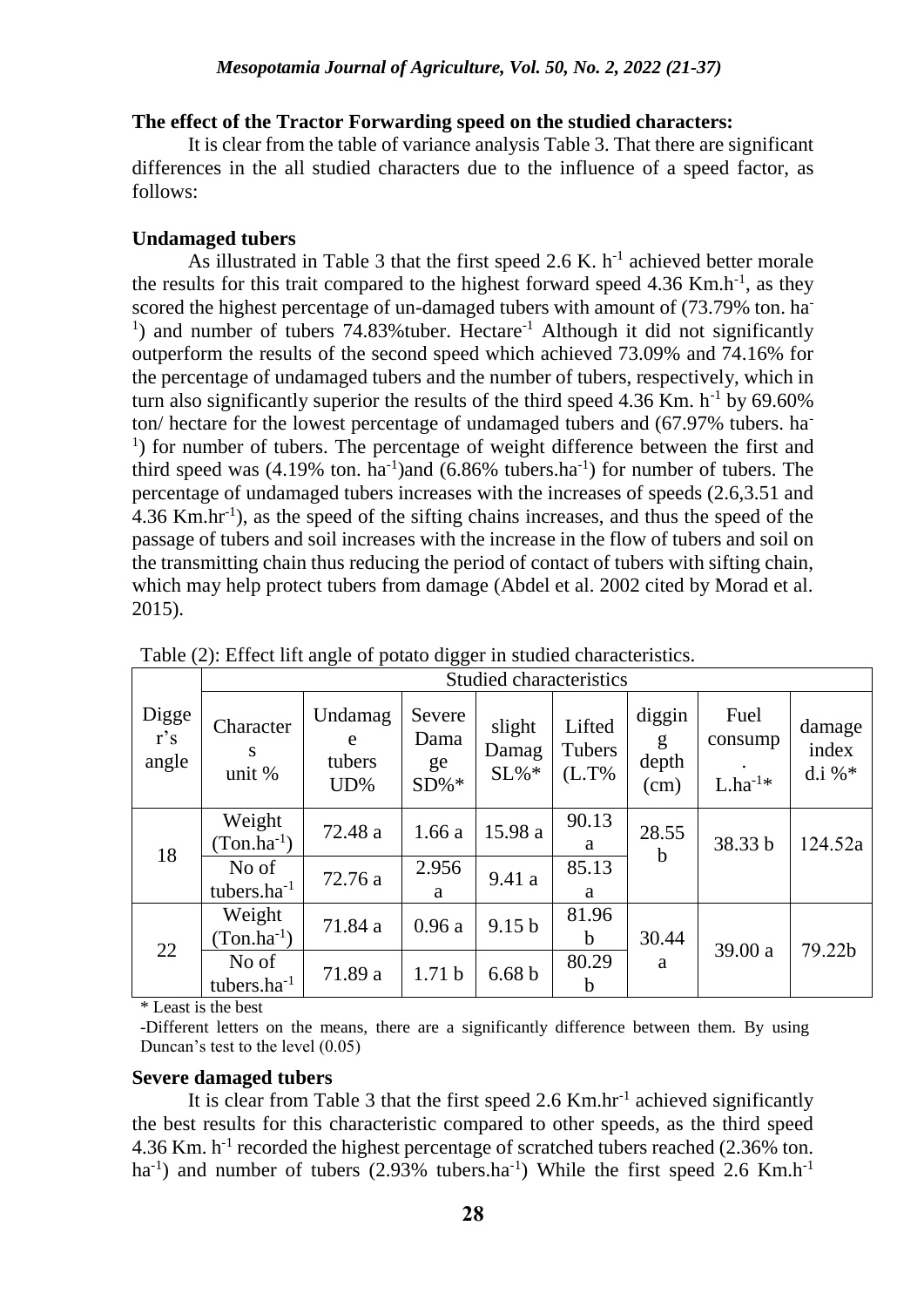## The effect of the Tractor Forwarding speed on the studied characters:

It is clear from the table of variance analysis Table 3. That there are significant differences in the all studied characters due to the influence of a speed factor, as follows:

### Undamaged tubers

As illustrated in Table 3 that the first speed 2.6 K. $h^{-1}$ achieved better morale the results for this trait compared to the highest forward speed 4.36 $Km.h^{-1}$, as they scored the highest percentage of un-damaged tubers with amount of (73.79% ton. $ha^{-1}$) and number of tubers 74.83%tuber. $Hectare^{-1}$ Although it did not significantly outperform the results of the second speed which achieved 73.09% and 74.16% for the percentage of undamaged tubers and the number of tubers, respectively, which in turn also significantly superior the results of the third speed 4.36 Km. $h^{-1}$ by 69.60% ton/ hectare for the lowest percentage of undamaged tubers and (67.97% tubers. $ha^{-1}$) for number of tubers. The percentage of weight difference between the first and third speed was (4.19% ton. $ha^{-1}$)and (6.86% $tubers.ha^{-1}$) for number of tubers. The percentage of undamaged tubers increases with the increases of speeds (2.6,3.51 and 4.36 $Km.hr^{-1}$), as the speed of the sifting chains increases, and thus the speed of the passage of tubers and soil increases with the increase in the flow of tubers and soil on the transmitting chain thus reducing the period of contact of tubers with sifting chain, which may help protect tubers from damage (Abdel et al. 2002 cited by Morad et al. 2015).

Table (2): Effect lift angle of potato digger in studied characteristics.

| Digger's angle | Studied characteristics | | | | | | | |
|---|---|---|---|---|---|---|---|---|
| | Characters unit % | Undamage tubers UD% | Severe Damage SD%* | slight Damag SL%* | Lifted Tubers (L.T% | digging depth (cm) | Fuel consump. $L.ha^{-1}$* | damage index d.i %* |
| 18 | Weight $(Ton.ha^{-1})$ | 72.48 a | 1.66 a | 15.98 a | 90.13 a | 28.55 b | 38.33 b | 124.52a |
| | No of $tubers.ha^{-1}$ | 72.76 a | 2.956 a | 9.41 a | 85.13 a | | | |
| 22 | Weight $(Ton.ha^{-1})$ | 71.84 a | 0.96 a | 9.15 b | 81.96 b | 30.44 a | 39.00 a | 79.22b |
| | No of $tubers.ha^{-1}$ | 71.89 a | 1.71 b | 6.68 b | 80.29 b | | | |

\* Least is the best

-Different letters on the means, there are a significantly difference between them. By using Duncan's test to the level (0.05)

### Severe damaged tubers

It is clear from Table 3 that the first speed 2.6 $Km.hr^{-1}$ achieved significantly the best results for this characteristic compared to other speeds, as the third speed 4.36 Km. $h^{-1}$ recorded the highest percentage of scratched tubers reached (2.36% ton. $ha^{-1}$) and number of tubers (2.93% $tubers.ha^{-1}$) While the first speed 2.6 $Km.h^{-1}$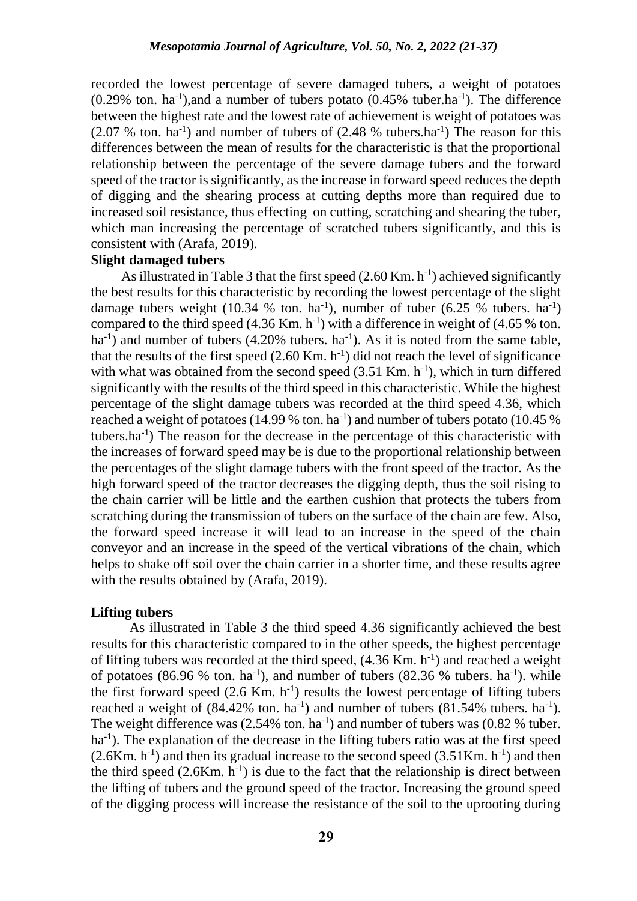recorded the lowest percentage of severe damaged tubers, a weight of potatoes (0.29% ton. $ha^{-1}$),and a number of tubers potato (0.45% tuber.$ha^{-1}$). The difference between the highest rate and the lowest rate of achievement is weight of potatoes was (2.07 % ton. $ha^{-1}$) and number of tubers of (2.48 % tubers.$ha^{-1}$) The reason for this differences between the mean of results for the characteristic is that the proportional relationship between the percentage of the severe damage tubers and the forward speed of the tractor is significantly, as the increase in forward speed reduces the depth of digging and the shearing process at cutting depths more than required due to increased soil resistance, thus effecting on cutting, scratching and shearing the tuber, which man increasing the percentage of scratched tubers significantly, and this is consistent with (Arafa, 2019).

**Slight damaged tubers**

As illustrated in Table 3 that the first speed (2.60 Km. $h^{-1}$) achieved significantly the best results for this characteristic by recording the lowest percentage of the slight damage tubers weight (10.34 % ton. $ha^{-1}$), number of tuber (6.25 % tubers. $ha^{-1}$) compared to the third speed (4.36 Km. $h^{-1}$) with a difference in weight of (4.65 % ton. $ha^{-1}$) and number of tubers (4.20% tubers. $ha^{-1}$). As it is noted from the same table, that the results of the first speed (2.60 Km. $h^{-1}$) did not reach the level of significance with what was obtained from the second speed (3.51 Km. $h^{-1}$), which in turn differed significantly with the results of the third speed in this characteristic. While the highest percentage of the slight damage tubers was recorded at the third speed 4.36, which reached a weight of potatoes (14.99 % ton. $ha^{-1}$) and number of tubers potato (10.45 % tubers.$ha^{-1}$) The reason for the decrease in the percentage of this characteristic with the increases of forward speed may be is due to the proportional relationship between the percentages of the slight damage tubers with the front speed of the tractor. As the high forward speed of the tractor decreases the digging depth, thus the soil rising to the chain carrier will be little and the earthen cushion that protects the tubers from scratching during the transmission of tubers on the surface of the chain are few. Also, the forward speed increase it will lead to an increase in the speed of the chain conveyor and an increase in the speed of the vertical vibrations of the chain, which helps to shake off soil over the chain carrier in a shorter time, and these results agree with the results obtained by (Arafa, 2019).

**Lifting tubers**

As illustrated in Table 3 the third speed 4.36 significantly achieved the best results for this characteristic compared to in the other speeds, the highest percentage of lifting tubers was recorded at the third speed, (4.36 Km. $h^{-1}$) and reached a weight of potatoes (86.96 % ton. $ha^{-1}$), and number of tubers (82.36 % tubers. $ha^{-1}$). while the first forward speed (2.6 Km. $h^{-1}$) results the lowest percentage of lifting tubers reached a weight of (84.42% ton. $ha^{-1}$) and number of tubers (81.54% tubers. $ha^{-1}$). The weight difference was (2.54% ton. $ha^{-1}$) and number of tubers was (0.82 % tuber. $ha^{-1}$). The explanation of the decrease in the lifting tubers ratio was at the first speed (2.6Km. $h^{-1}$) and then its gradual increase to the second speed (3.51Km. $h^{-1}$) and then the third speed (2.6Km. $h^{-1}$) is due to the fact that the relationship is direct between the lifting of tubers and the ground speed of the tractor. Increasing the ground speed of the digging process will increase the resistance of the soil to the uprooting during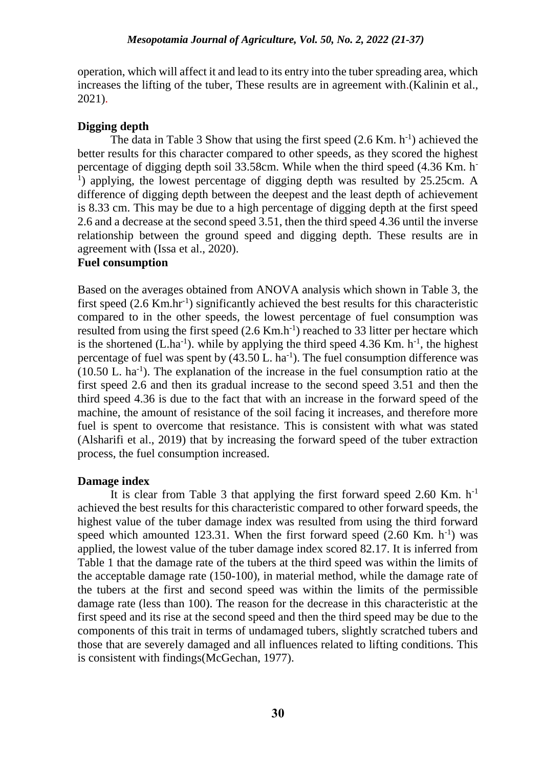operation, which will affect it and lead to its entry into the tuber spreading area, which increases the lifting of the tuber, These results are in agreement with.(Kalinin et al., 2021).

**Digging depth**

The data in Table 3 Show that using the first speed (2.6 Km. $h^{-1}$) achieved the better results for this character compared to other speeds, as they scored the highest percentage of digging depth soil 33.58cm. While when the third speed (4.36 Km. $h^{-1}$) applying, the lowest percentage of digging depth was resulted by 25.25cm. A difference of digging depth between the deepest and the least depth of achievement is 8.33 cm. This may be due to a high percentage of digging depth at the first speed 2.6 and a decrease at the second speed 3.51, then the third speed 4.36 until the inverse relationship between the ground speed and digging depth. These results are in agreement with (Issa et al., 2020).

**Fuel consumption**

Based on the averages obtained from ANOVA analysis which shown in Table 3, the first speed (2.6 $Km.hr^{-1}$) significantly achieved the best results for this characteristic compared to in the other speeds, the lowest percentage of fuel consumption was resulted from using the first speed (2.6 $Km.h^{-1}$) reached to 33 litter per hectare which is the shortened ($L.ha^{-1}$). while by applying the third speed 4.36 Km. $h^{-1}$, the highest percentage of fuel was spent by (43.50 L. $ha^{-1}$). The fuel consumption difference was (10.50 L. $ha^{-1}$). The explanation of the increase in the fuel consumption ratio at the first speed 2.6 and then its gradual increase to the second speed 3.51 and then the third speed 4.36 is due to the fact that with an increase in the forward speed of the machine, the amount of resistance of the soil facing it increases, and therefore more fuel is spent to overcome that resistance. This is consistent with what was stated (Alsharifi et al., 2019) that by increasing the forward speed of the tuber extraction process, the fuel consumption increased.

**Damage index**

It is clear from Table 3 that applying the first forward speed 2.60 Km. $h^{-1}$ achieved the best results for this characteristic compared to other forward speeds, the highest value of the tuber damage index was resulted from using the third forward speed which amounted 123.31. When the first forward speed (2.60 Km. $h^{-1}$) was applied, the lowest value of the tuber damage index scored 82.17. It is inferred from Table 1 that the damage rate of the tubers at the third speed was within the limits of the acceptable damage rate (150-100), in material method, while the damage rate of the tubers at the first and second speed was within the limits of the permissible damage rate (less than 100). The reason for the decrease in this characteristic at the first speed and its rise at the second speed and then the third speed may be due to the components of this trait in terms of undamaged tubers, slightly scratched tubers and those that are severely damaged and all influences related to lifting conditions. This is consistent with findings(McGechan, 1977).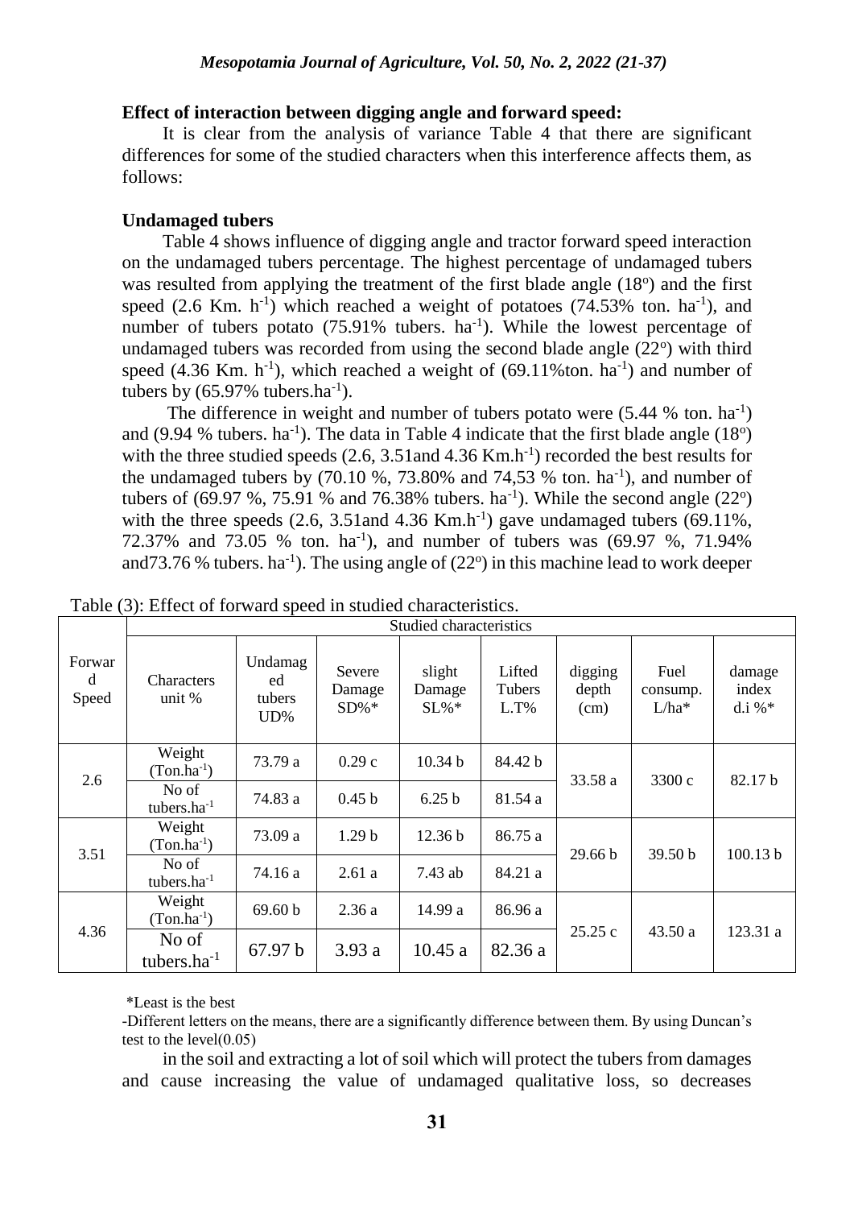**Effect of interaction between digging angle and forward speed:**

It is clear from the analysis of variance Table 4 that there are significant differences for some of the studied characters when this interference affects them, as follows:

**Undamaged tubers**

Table 4 shows influence of digging angle and tractor forward speed interaction on the undamaged tubers percentage. The highest percentage of undamaged tubers was resulted from applying the treatment of the first blade angle (18$^o$) and the first speed (2.6 Km. h$^{-1}$) which reached a weight of potatoes (74.53% ton. ha$^{-1}$), and number of tubers potato (75.91% tubers. ha$^{-1}$). While the lowest percentage of undamaged tubers was recorded from using the second blade angle (22$^o$) with third speed (4.36 Km. h$^{-1}$), which reached a weight of (69.11%ton. ha$^{-1}$) and number of tubers by (65.97% tubers.ha$^{-1}$).

The difference in weight and number of tubers potato were (5.44 % ton. ha$^{-1}$) and (9.94 % tubers. ha$^{-1}$). The data in Table 4 indicate that the first blade angle (18$^o$) with the three studied speeds (2.6, 3.51and 4.36 Km.h$^{-1}$) recorded the best results for the undamaged tubers by (70.10 %, 73.80% and 74,53 % ton. ha$^{-1}$), and number of tubers of (69.97 %, 75.91 % and 76.38% tubers. ha$^{-1}$). While the second angle (22$^o$) with the three speeds (2.6, 3.51and 4.36 Km.h$^{-1}$) gave undamaged tubers (69.11%, 72.37% and 73.05 % ton. ha$^{-1}$), and number of tubers was (69.97 %, 71.94% and73.76 % tubers. ha$^{-1}$). The using angle of (22$^o$) in this machine lead to work deeper

Table (3): Effect of forward speed in studied characteristics.

| Forward Speed | Studied characteristics | | | | | | | |
|---|---|---|---|---|---|---|---|---|
| | Characters unit % | Undamaged tubers UD% | Severe Damage SD%* | slight Damage SL%* | Lifted Tubers L.T% | digging depth (cm) | Fuel consump. L/ha* | damage index d.i %* |
| 2.6 | Weight (Ton.ha$^{-1}$) | 73.79 a | 0.29 c | 10.34 b | 84.42 b | 33.58 a | 3300 c | 82.17 b |
| | No of tubers.ha$^{-1}$ | 74.83 a | 0.45 b | 6.25 b | 81.54 a | | | |
| 3.51 | Weight (Ton.ha$^{-1}$) | 73.09 a | 1.29 b | 12.36 b | 86.75 a | 29.66 b | 39.50 b | 100.13 b |
| | No of tubers.ha$^{-1}$ | 74.16 a | 2.61 a | 7.43 ab | 84.21 a | | | |
| 4.36 | Weight (Ton.ha$^{-1}$) | 69.60 b | 2.36 a | 14.99 a | 86.96 a | 25.25 c | 43.50 a | 123.31 a |
| | No of tubers.ha$^{-1}$ | 67.97 b | 3.93 a | 10.45 a | 82.36 a | | | |

*Least is the best

-Different letters on the means, there are a significantly difference between them. By using Duncan's test to the level(0.05)

in the soil and extracting a lot of soil which will protect the tubers from damages and cause increasing the value of undamaged qualitative loss, so decreases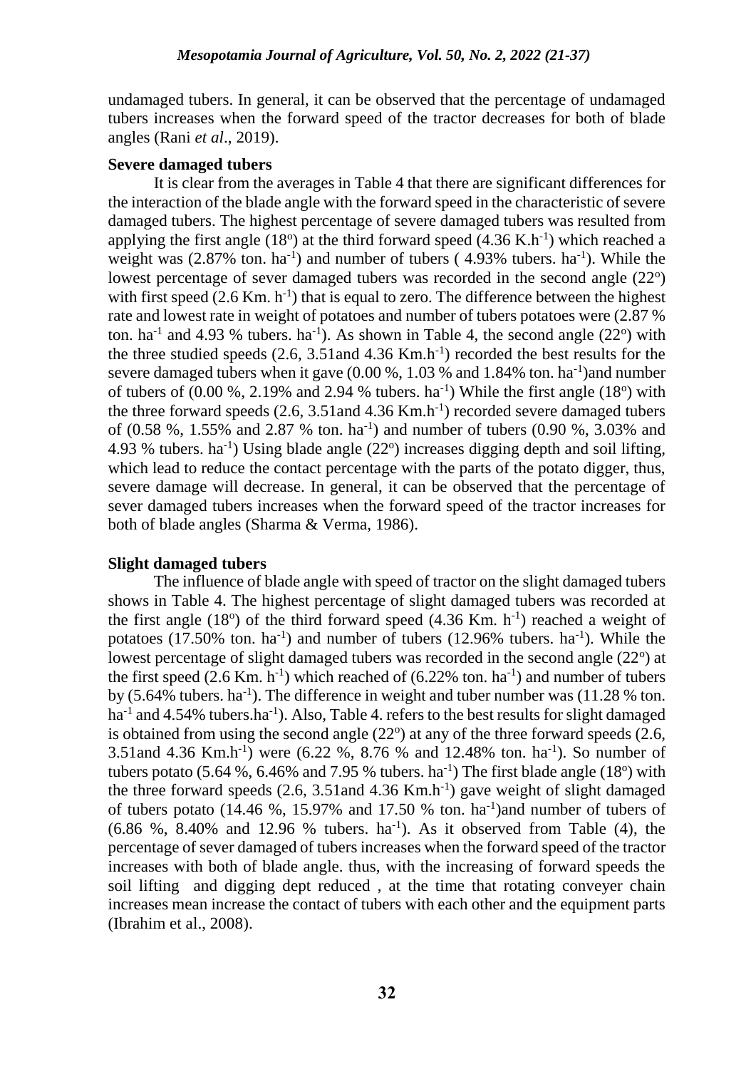undamaged tubers. In general, it can be observed that the percentage of undamaged tubers increases when the forward speed of the tractor decreases for both of blade angles (Rani *et al*., 2019).

**Severe damaged tubers**

It is clear from the averages in Table 4 that there are significant differences for the interaction of the blade angle with the forward speed in the characteristic of severe damaged tubers. The highest percentage of severe damaged tubers was resulted from applying the first angle (18$^{o}$) at the third forward speed (4.36 K.h$^{-1}$) which reached a weight was (2.87% ton. ha$^{-1}$) and number of tubers ( 4.93% tubers. ha$^{-1}$). While the lowest percentage of sever damaged tubers was recorded in the second angle (22$^{o}$) with first speed (2.6 Km. h$^{-1}$) that is equal to zero. The difference between the highest rate and lowest rate in weight of potatoes and number of tubers potatoes were (2.87 % ton. ha$^{-1}$ and 4.93 % tubers. ha$^{-1}$). As shown in Table 4, the second angle (22$^{o}$) with the three studied speeds (2.6, 3.51and 4.36 Km.h$^{-1}$) recorded the best results for the severe damaged tubers when it gave (0.00 %, 1.03 % and 1.84% ton. ha$^{-1}$)and number of tubers of (0.00 %, 2.19% and 2.94 % tubers. ha$^{-1}$) While the first angle (18$^{o}$) with the three forward speeds (2.6, 3.51and 4.36 Km.h$^{-1}$) recorded severe damaged tubers of (0.58 %, 1.55% and 2.87 % ton. ha$^{-1}$) and number of tubers (0.90 %, 3.03% and 4.93 % tubers. ha$^{-1}$) Using blade angle (22$^{o}$) increases digging depth and soil lifting, which lead to reduce the contact percentage with the parts of the potato digger, thus, severe damage will decrease. In general, it can be observed that the percentage of sever damaged tubers increases when the forward speed of the tractor increases for both of blade angles (Sharma & Verma, 1986).

**Slight damaged tubers**

The influence of blade angle with speed of tractor on the slight damaged tubers shows in Table 4. The highest percentage of slight damaged tubers was recorded at the first angle (18$^{o}$) of the third forward speed (4.36 Km. h$^{-1}$) reached a weight of potatoes (17.50% ton. ha$^{-1}$) and number of tubers (12.96% tubers. ha$^{-1}$). While the lowest percentage of slight damaged tubers was recorded in the second angle (22$^{o}$) at the first speed (2.6 Km. h$^{-1}$) which reached of (6.22% ton. ha$^{-1}$) and number of tubers by (5.64% tubers. ha$^{-1}$). The difference in weight and tuber number was (11.28 % ton. ha$^{-1}$ and 4.54% tubers.ha$^{-1}$). Also, Table 4. refers to the best results for slight damaged is obtained from using the second angle (22$^{o}$) at any of the three forward speeds (2.6, 3.51and 4.36 Km.h$^{-1}$) were (6.22 %, 8.76 % and 12.48% ton. ha$^{-1}$). So number of tubers potato (5.64 %, 6.46% and 7.95 % tubers. ha$^{-1}$) The first blade angle (18$^{o}$) with the three forward speeds (2.6, 3.51and 4.36 Km.h$^{-1}$) gave weight of slight damaged of tubers potato (14.46 %, 15.97% and 17.50 % ton. ha$^{-1}$)and number of tubers of (6.86 %, 8.40% and 12.96 % tubers. ha$^{-1}$). As it observed from Table (4), the percentage of sever damaged of tubers increases when the forward speed of the tractor increases with both of blade angle. thus, with the increasing of forward speeds the soil lifting and digging dept reduced , at the time that rotating conveyer chain increases mean increase the contact of tubers with each other and the equipment parts (Ibrahim et al., 2008).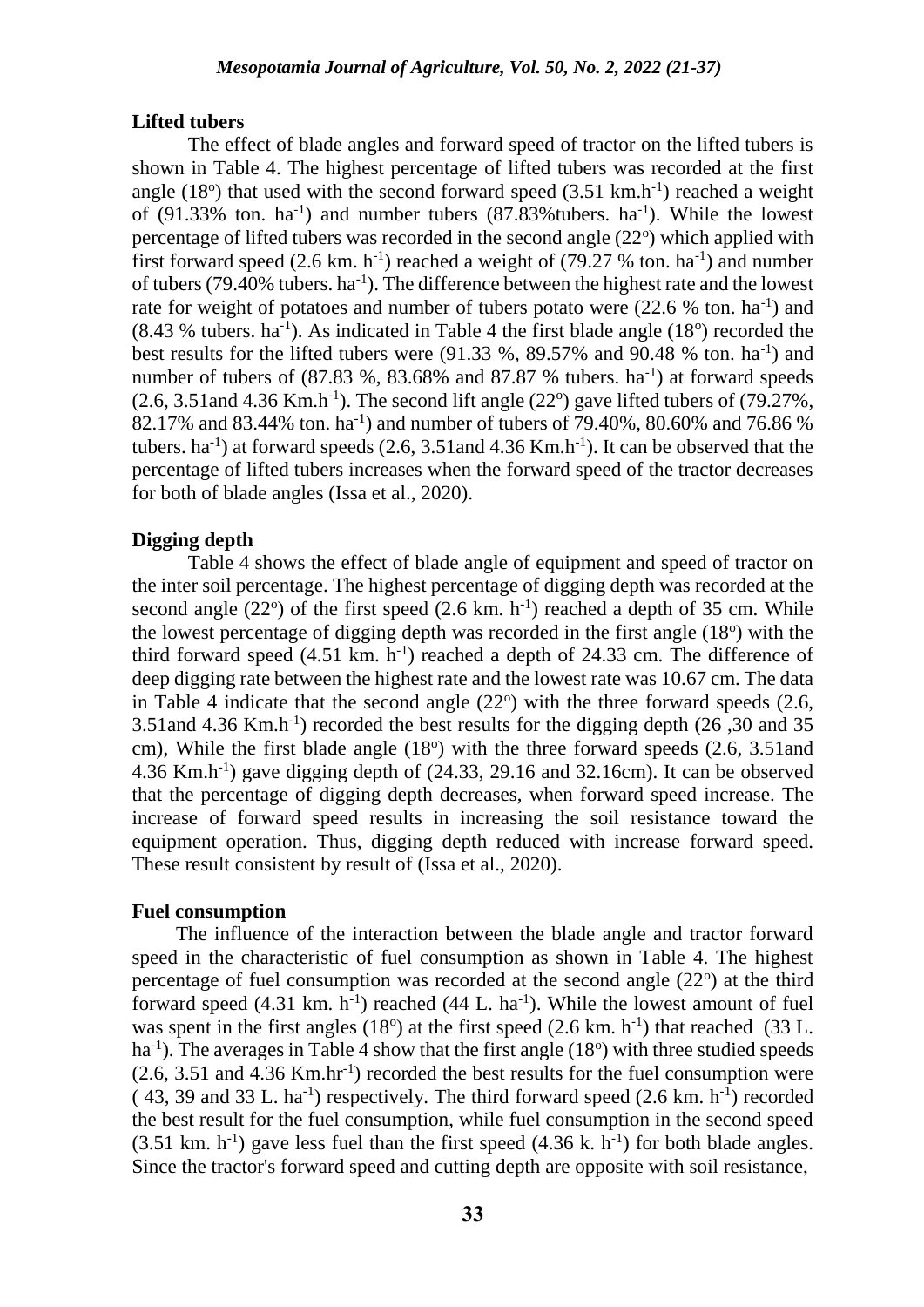**Lifted tubers**

The effect of blade angles and forward speed of tractor on the lifted tubers is shown in Table 4. The highest percentage of lifted tubers was recorded at the first angle (18°) that used with the second forward speed (3.51 km.h$^{-1}$) reached a weight of (91.33% ton. ha$^{-1}$) and number tubers (87.83%tubers. ha$^{-1}$). While the lowest percentage of lifted tubers was recorded in the second angle (22°) which applied with first forward speed (2.6 km. h$^{-1}$) reached a weight of (79.27 % ton. ha$^{-1}$) and number of tubers (79.40% tubers. ha$^{-1}$). The difference between the highest rate and the lowest rate for weight of potatoes and number of tubers potato were (22.6 % ton. ha$^{-1}$) and (8.43 % tubers. ha$^{-1}$). As indicated in Table 4 the first blade angle (18°) recorded the best results for the lifted tubers were (91.33 %, 89.57% and 90.48 % ton. ha$^{-1}$) and number of tubers of (87.83 %, 83.68% and 87.87 % tubers. ha$^{-1}$) at forward speeds (2.6, 3.51and 4.36 Km.h$^{-1}$). The second lift angle (22°) gave lifted tubers of (79.27%, 82.17% and 83.44% ton. ha$^{-1}$) and number of tubers of 79.40%, 80.60% and 76.86 % tubers. ha$^{-1}$) at forward speeds (2.6, 3.51and 4.36 Km.h$^{-1}$). It can be observed that the percentage of lifted tubers increases when the forward speed of the tractor decreases for both of blade angles (Issa et al., 2020).

**Digging depth**

Table 4 shows the effect of blade angle of equipment and speed of tractor on the inter soil percentage. The highest percentage of digging depth was recorded at the second angle (22°) of the first speed (2.6 km. h$^{-1}$) reached a depth of 35 cm. While the lowest percentage of digging depth was recorded in the first angle (18°) with the third forward speed (4.51 km. h$^{-1}$) reached a depth of 24.33 cm. The difference of deep digging rate between the highest rate and the lowest rate was 10.67 cm. The data in Table 4 indicate that the second angle (22°) with the three forward speeds (2.6, 3.51and 4.36 Km.h$^{-1}$) recorded the best results for the digging depth (26 ,30 and 35 cm), While the first blade angle (18°) with the three forward speeds (2.6, 3.51and 4.36 Km.h$^{-1}$) gave digging depth of (24.33, 29.16 and 32.16cm). It can be observed that the percentage of digging depth decreases, when forward speed increase. The increase of forward speed results in increasing the soil resistance toward the equipment operation. Thus, digging depth reduced with increase forward speed. These result consistent by result of (Issa et al., 2020).

**Fuel consumption**

The influence of the interaction between the blade angle and tractor forward speed in the characteristic of fuel consumption as shown in Table 4. The highest percentage of fuel consumption was recorded at the second angle (22°) at the third forward speed (4.31 km. h$^{-1}$) reached (44 L. ha$^{-1}$). While the lowest amount of fuel was spent in the first angles (18°) at the first speed (2.6 km. h$^{-1}$) that reached (33 L. ha$^{-1}$). The averages in Table 4 show that the first angle (18°) with three studied speeds (2.6, 3.51 and 4.36 Km.hr$^{-1}$) recorded the best results for the fuel consumption were ( 43, 39 and 33 L. ha$^{-1}$) respectively. The third forward speed (2.6 km. h$^{-1}$) recorded the best result for the fuel consumption, while fuel consumption in the second speed (3.51 km. h$^{-1}$) gave less fuel than the first speed (4.36 k. h$^{-1}$) for both blade angles. Since the tractor's forward speed and cutting depth are opposite with soil resistance,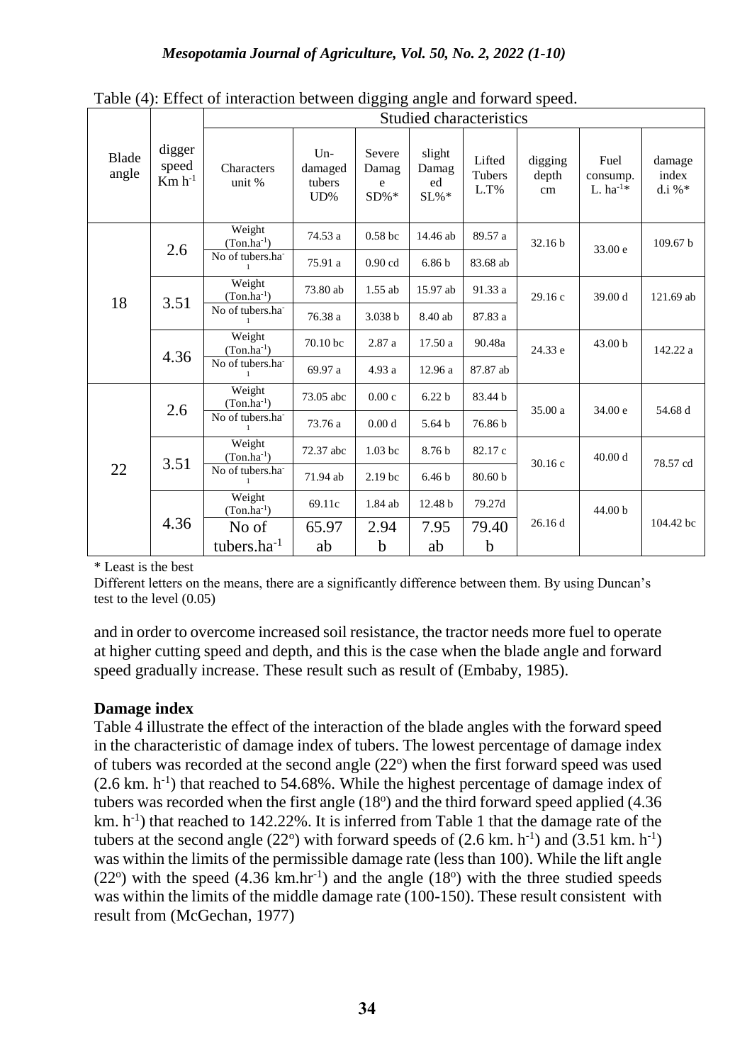Table (4): Effect of interaction between digging angle and forward speed.

| Blade angle | digger speed Km $h^{-1}$ | Studied characteristics | | | | | | | |
|---|---|---|---|---|---|---|---|---|---|
| | | Characters unit % | Un-damaged tubers UD% | Severe Damage SD%* | slight Damaged SL%* | Lifted Tubers L.T% | digging depth cm | Fuel consump. L. $ha^{-1}$* | damage index d.i %* |
| 18 | 2.6 | Weight ($Ton.ha^{-1}$) | 74.53 a | 0.58 bc | 14.46 ab | 89.57 a | 32.16 b | 33.00 e | 109.67 b |
| | | No of tubers.$ha^{-1}$ | 75.91 a | 0.90 cd | 6.86 b | 83.68 ab | | | |
| | 3.51 | Weight ($Ton.ha^{-1}$) | 73.80 ab | 1.55 ab | 15.97 ab | 91.33 a | 29.16 c | 39.00 d | 121.69 ab |
| | | No of tubers.$ha^{-1}$ | 76.38 a | 3.038 b | 8.40 ab | 87.83 a | | | |
| | 4.36 | Weight ($Ton.ha^{-1}$) | 70.10 bc | 2.87 a | 17.50 a | 90.48a | 24.33 e | 43.00 b | 142.22 a |
| | | No of tubers.$ha^{-1}$ | 69.97 a | 4.93 a | 12.96 a | 87.87 ab | | | |
| 22 | 2.6 | Weight ($Ton.ha^{-1}$) | 73.05 abc | 0.00 c | 6.22 b | 83.44 b | 35.00 a | 34.00 e | 54.68 d |
| | | No of tubers.$ha^{-1}$ | 73.76 a | 0.00 d | 5.64 b | 76.86 b | | | |
| | 3.51 | Weight ($Ton.ha^{-1}$) | 72.37 abc | 1.03 bc | 8.76 b | 82.17 c | 30.16 c | 40.00 d | 78.57 cd |
| | | No of tubers.$ha^{-1}$ | 71.94 ab | 2.19 bc | 6.46 b | 80.60 b | | | |
| | 4.36 | Weight ($Ton.ha^{-1}$) | 69.11c | 1.84 ab | 12.48 b | 79.27d | 26.16 d | 44.00 b | 104.42 bc |
| | | No of tubers.$ha^{-1}$ | 65.97 ab | 2.94 b | 7.95 ab | 79.40 b | | | |

* Least is the best

Different letters on the means, there are a significantly difference between them. By using Duncan's test to the level (0.05)

and in order to overcome increased soil resistance, the tractor needs more fuel to operate at higher cutting speed and depth, and this is the case when the blade angle and forward speed gradually increase. These result such as result of (Embaby, 1985).

**Damage index**

Table 4 illustrate the effect of the interaction of the blade angles with the forward speed in the characteristic of damage index of tubers. The lowest percentage of damage index of tubers was recorded at the second angle (22$^o$) when the first forward speed was used (2.6 km. $h^{-1}$) that reached to 54.68%. While the highest percentage of damage index of tubers was recorded when the first angle (18$^o$) and the third forward speed applied (4.36 km. $h^{-1}$) that reached to 142.22%. It is inferred from Table 1 that the damage rate of the tubers at the second angle (22$^o$) with forward speeds of (2.6 km. $h^{-1}$) and (3.51 km. $h^{-1}$) was within the limits of the permissible damage rate (less than 100). While the lift angle (22$^o$) with the speed (4.36 km.$hr^{-1}$) and the angle (18$^o$) with the three studied speeds was within the limits of the middle damage rate (100-150). These result consistent with result from (McGechan, 1977)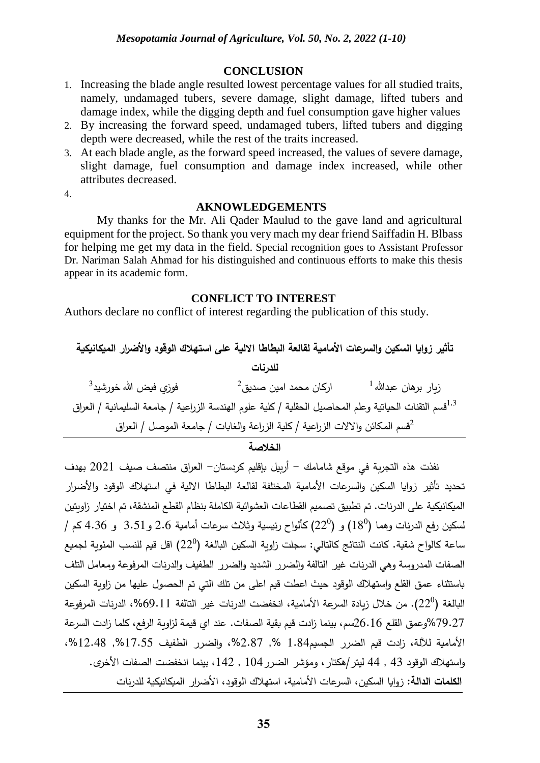## CONCLUSION

1. Increasing the blade angle resulted lowest percentage values for all studied traits, namely, undamaged tubers, severe damage, slight damage, lifted tubers and damage index, while the digging depth and fuel consumption gave higher values
2. By increasing the forward speed, undamaged tubers, lifted tubers and digging depth were decreased, while the rest of the traits increased.
3. At each blade angle, as the forward speed increased, the values of severe damage, slight damage, fuel consumption and damage index increased, while other attributes decreased.
4.

## AKNOWLEDGEMENTS

My thanks for the Mr. Ali Qader Maulud to the gave land and agricultural equipment for the project. So thank you very mach my dear friend Saiffadin H. Blbass for helping me get my data in the field. Special recognition goes to Assistant Professor Dr. Nariman Salah Ahmad for his distinguished and continuous efforts to make this thesis appear in its academic form.

## CONFLICT TO INTEREST

Authors declare no conflict of interest regarding the publication of this study.

## تأثير زوايا السكين والسرعات الأمامية لقالعة البطاطا الالية على استهلاك الوقود والأضرار الميكانيكية للدرنات

زيار برهان عبدالله [1]     اركان محمد امين صديق [2]     فوزي فيض الله خورشيد [3]

[1,3] قسم التقنات الحياتية وعلم المحاصيل الحقلية / كلية علوم الهندسة الزراعية / جامعة السليمانية / العراق

[2] قسم المكائن والالات الزراعية / كلية الزراعة والغابات / جامعة الموصل / العراق

### الخلاصة

نفذت هذه التجربة في موقع شامامك – أربيل بإقليم كردستان– العراق منتصف صيف 2021 بهدف تحديد تأثير زوايا السكين والسرعات الأمامية المختلفة لقالعة البطاطا الالية في استهلاك الوقود والأضرار الميكانيكية على الدرنات. تم تطبيق تصميم القطاعات العشوائية الكاملة بنظام القطع المنشقة، تم اختيار زاويتين لسكين رفع الدرنات وهما ($18^0$) و ($22^0$) كألواح رئيسية وثلاث سرعات أمامية 2.6 و3.51 و 4.36 كم / ساعة كالواح شقية. كانت النتائج كالتالي: سجلت زاوية السكين البالغة ($22^0$) اقل قيم للنسب المئوية لجميع الصفات المدروسة وهي الدرنات غير التالفة والضرر الشديد والضرر الطفيف والدرنات المرفوعة ومعامل التلف باستثناء عمق القلع واستهلاك الوقود حيث اعطت قيم اعلى من تلك التي تم الحصول عليها من زاوية السكين البالغة ($22^0$). من خلال زيادة السرعة الأمامية، انخفضت الدرنات غير التالفة 69.11%، الدرنات المرفوعة 79.27%وعمق القلع 26.16سم، بينما زادت قيم بقية الصفات. عند اي قيمة لزاوية الرفع، كلما زادت السرعة الأمامية للآلة، زادت قيم الضرر الجسيم1.84 %, 2.87%، والضرر الطفيف 17.55%, 12.48%، واستهلاك الوقود 43 , 44 ليتر/هكتار، ومؤشر الضرر104 , 142، بينما انخفضت الصفات الأخرى.

**الكلمات الدالة:** زوايا السكين، السرعات الأمامية، استهلاك الوقود، الأضرار الميكانيكية للدرنات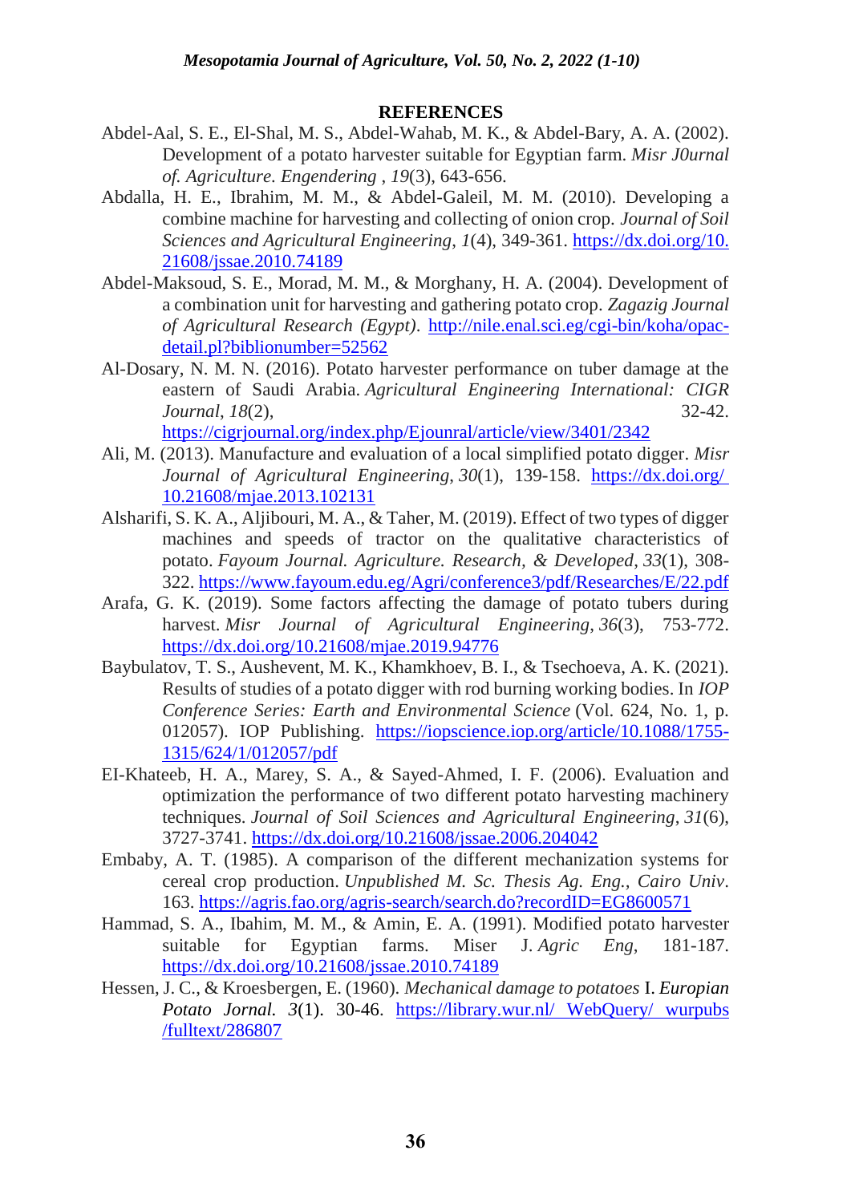## REFERENCES

Abdel-Aal, S. E., El-Shal, M. S., Abdel-Wahab, M. K., & Abdel-Bary, A. A. (2002). Development of a potato harvester suitable for Egyptian farm. *Misr J0urnal of. Agriculture. Engendering* , *19*(3), 643-656.

Abdalla, H. E., Ibrahim, M. M., & Abdel-Galeil, M. M. (2010). Developing a combine machine for harvesting and collecting of onion crop. *Journal of Soil Sciences and Agricultural Engineering*, *1*(4), 349-361. https://dx.doi.org/10.21608/jssae.2010.74189

Abdel-Maksoud, S. E., Morad, M. M., & Morghany, H. A. (2004). Development of a combination unit for harvesting and gathering potato crop. *Zagazig Journal of Agricultural Research (Egypt)*. http://nile.enal.sci.eg/cgi-bin/koha/opac-detail.pl?biblionumber=52562

Al-Dosary, N. M. N. (2016). Potato harvester performance on tuber damage at the eastern of Saudi Arabia. *Agricultural Engineering International: CIGR Journal*, *18*(2), 32-42. https://cigrjournal.org/index.php/Ejounral/article/view/3401/2342

Ali, M. (2013). Manufacture and evaluation of a local simplified potato digger. *Misr Journal of Agricultural Engineering*, *30*(1), 139-158. https://dx.doi.org/10.21608/mjae.2013.102131

Alsharifi, S. K. A., Aljibouri, M. A., & Taher, M. (2019). Effect of two types of digger machines and speeds of tractor on the qualitative characteristics of potato. *Fayoum Journal. Agriculture. Research, & Developed*, *33*(1), 308-322. https://www.fayoum.edu.eg/Agri/conference3/pdf/Researches/E/22.pdf

Arafa, G. K. (2019). Some factors affecting the damage of potato tubers during harvest. *Misr Journal of Agricultural Engineering*, *36*(3), 753-772. https://dx.doi.org/10.21608/mjae.2019.94776

Baybulatov, T. S., Aushevent, M. K., Khamkhoev, B. I., & Tsechoeva, A. K. (2021). Results of studies of a potato digger with rod burning working bodies. In *IOP Conference Series: Earth and Environmental Science* (Vol. 624, No. 1, p. 012057). IOP Publishing. https://iopscience.iop.org/article/10.1088/1755-1315/624/1/012057/pdf

EI-Khateeb, H. A., Marey, S. A., & Sayed-Ahmed, I. F. (2006). Evaluation and optimization the performance of two different potato harvesting machinery techniques. *Journal of Soil Sciences and Agricultural Engineering*, *31*(6), 3727-3741. https://dx.doi.org/10.21608/jssae.2006.204042

Embaby, A. T. (1985). A comparison of the different mechanization systems for cereal crop production. *Unpublished M. Sc. Thesis Ag. Eng., Cairo Univ*. 163. https://agris.fao.org/agris-search/search.do?recordID=EG8600571

Hammad, S. A., Ibahim, M. M., & Amin, E. A. (1991). Modified potato harvester suitable for Egyptian farms. Miser J. *Agric Eng*, 181-187. https://dx.doi.org/10.21608/jssae.2010.74189

Hessen, J. C., & Kroesbergen, E. (1960). *Mechanical damage to potatoes* I. *Europian Potato Jornal. 3*(1). 30-46. https://library.wur.nl/ WebQuery/ wurpubs /fulltext/286807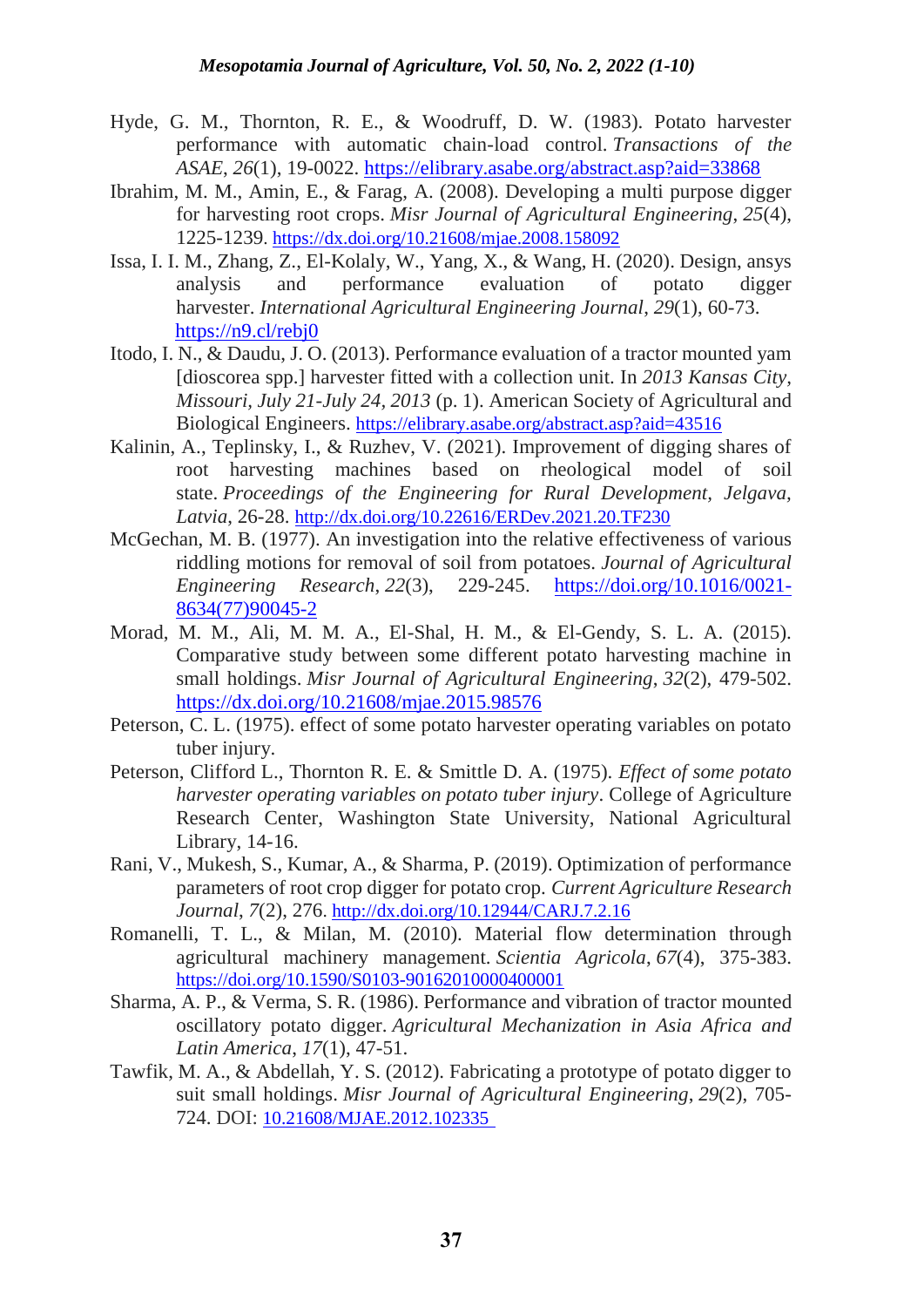Hyde, G. M., Thornton, R. E., & Woodruff, D. W. (1983). Potato harvester performance with automatic chain-load control. *Transactions of the ASAE*, *26*(1), 19-0022. https://elibrary.asabe.org/abstract.asp?aid=33868

Ibrahim, M. M., Amin, E., & Farag, A. (2008). Developing a multi purpose digger for harvesting root crops. *Misr Journal of Agricultural Engineering*, *25*(4), 1225-1239. https://dx.doi.org/10.21608/mjae.2008.158092

Issa, I. I. M., Zhang, Z., El-Kolaly, W., Yang, X., & Wang, H. (2020). Design, ansys analysis and performance evaluation of potato digger harvester. *International Agricultural Engineering Journal*, *29*(1), 60-73. https://n9.cl/rebj0

Itodo, I. N., & Daudu, J. O. (2013). Performance evaluation of a tractor mounted yam [dioscorea spp.] harvester fitted with a collection unit. In *2013 Kansas City, Missouri, July 21-July 24, 2013* (p. 1). American Society of Agricultural and Biological Engineers. https://elibrary.asabe.org/abstract.asp?aid=43516

Kalinin, A., Teplinsky, I., & Ruzhev, V. (2021). Improvement of digging shares of root harvesting machines based on rheological model of soil state. *Proceedings of the Engineering for Rural Development, Jelgava, Latvia*, 26-28. http://dx.doi.org/10.22616/ERDev.2021.20.TF230

McGechan, M. B. (1977). An investigation into the relative effectiveness of various riddling motions for removal of soil from potatoes. *Journal of Agricultural Engineering Research*, *22*(3), 229-245. https://doi.org/10.1016/0021-8634(77)90045-2

Morad, M. M., Ali, M. M. A., El-Shal, H. M., & El-Gendy, S. L. A. (2015). Comparative study between some different potato harvesting machine in small holdings. *Misr Journal of Agricultural Engineering*, *32*(2), 479-502. https://dx.doi.org/10.21608/mjae.2015.98576

Peterson, C. L. (1975). effect of some potato harvester operating variables on potato tuber injury.

Peterson, Clifford L., Thornton R. E. & Smittle D. A. (1975). *Effect of some potato harvester operating variables on potato tuber injury*. College of Agriculture Research Center, Washington State University, National Agricultural Library, 14-16.

Rani, V., Mukesh, S., Kumar, A., & Sharma, P. (2019). Optimization of performance parameters of root crop digger for potato crop. *Current Agriculture Research Journal*, *7*(2), 276. http://dx.doi.org/10.12944/CARJ.7.2.16

Romanelli, T. L., & Milan, M. (2010). Material flow determination through agricultural machinery management. *Scientia Agricola*, *67*(4), 375-383. https://doi.org/10.1590/S0103-90162010000400001

Sharma, A. P., & Verma, S. R. (1986). Performance and vibration of tractor mounted oscillatory potato digger. *Agricultural Mechanization in Asia Africa and Latin America*, *17*(1), 47-51.

Tawfik, M. A., & Abdellah, Y. S. (2012). Fabricating a prototype of potato digger to suit small holdings. *Misr Journal of Agricultural Engineering*, *29*(2), 705-724. DOI: 10.21608/MJAE.2012.102335